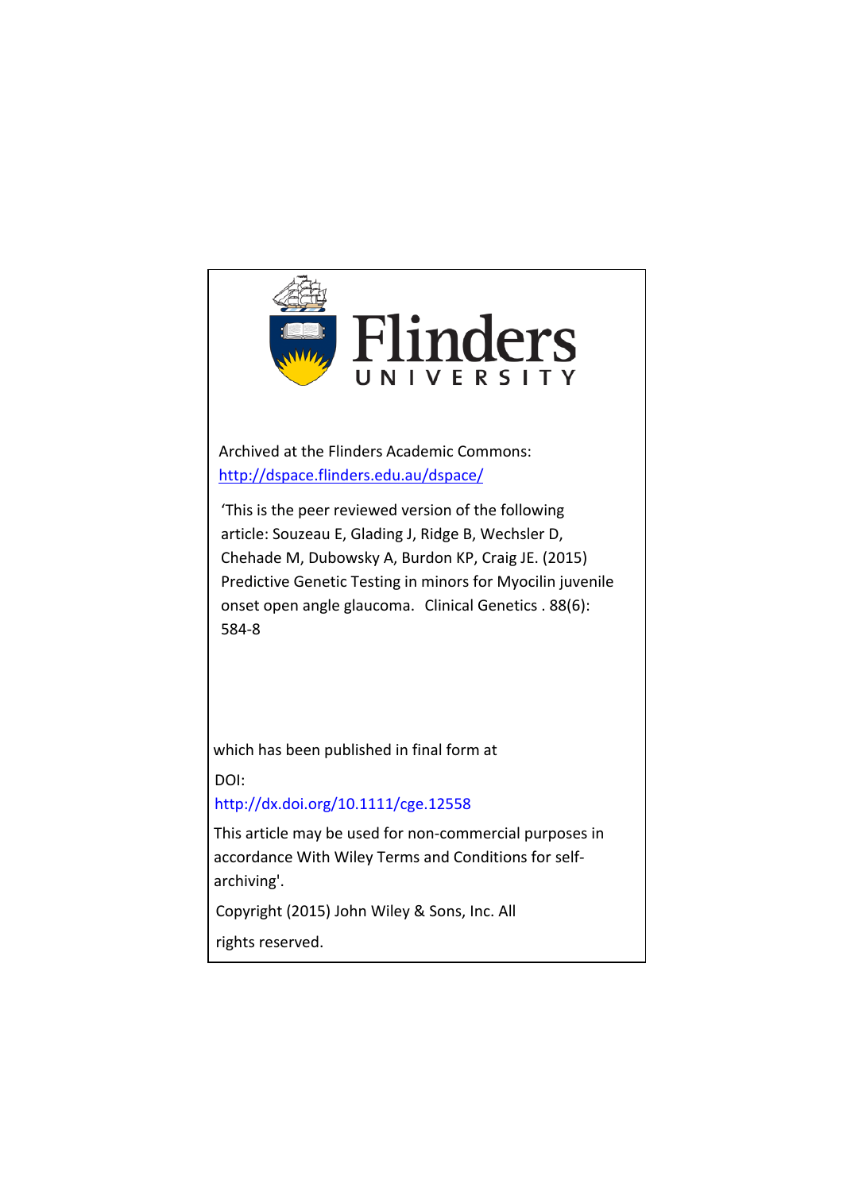Flinders UNIVERSITY

Archived at the Flinders Academic Commons:
http://dspace.flinders.edu.au/dspace/

'This is the peer reviewed version of the following article: Souzeau E, Glading J, Ridge B, Wechsler D, Chehade M, Dubowsky A, Burdon KP, Craig JE. (2015) Predictive Genetic Testing in minors for Myocilin juvenile onset open angle glaucoma. Clinical Genetics . 88(6): 584-8

which has been published in final form at

DOI:
http://dx.doi.org/10.1111/cge.12558

This article may be used for non-commercial purposes in accordance With Wiley Terms and Conditions for self-archiving'.

Copyright (2015) John Wiley & Sons, Inc. All rights reserved.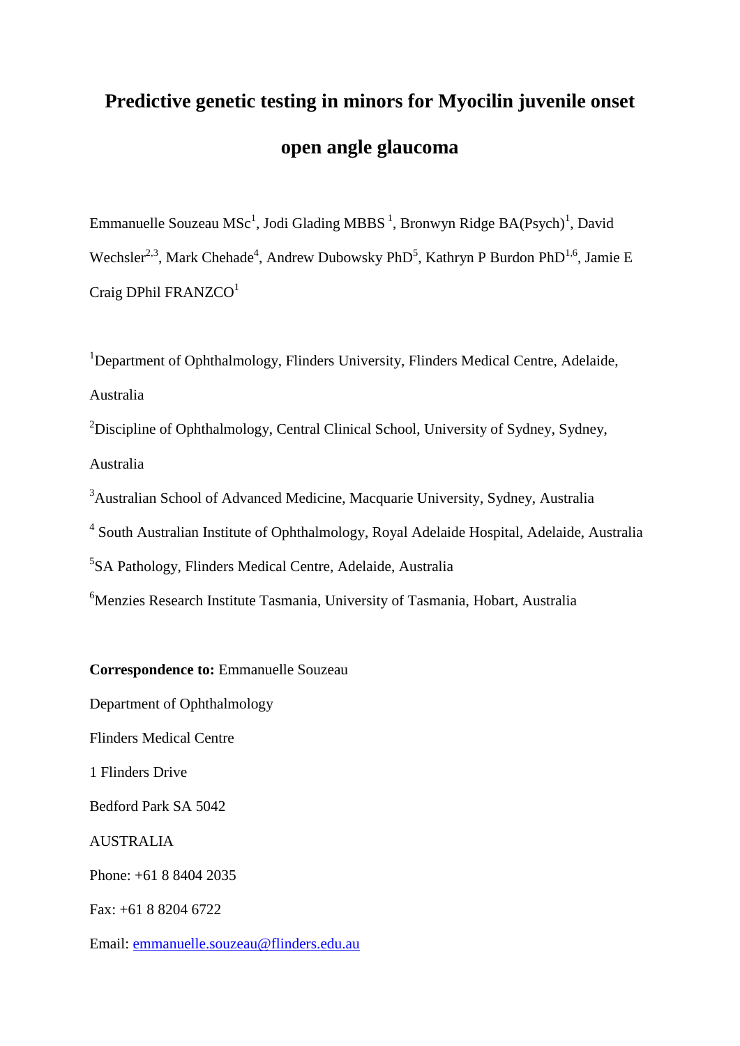# Predictive genetic testing in minors for Myocilin juvenile onset open angle glaucoma

Emmanuelle Souzeau MSc[1], Jodi Glading MBBS [1], Bronwyn Ridge BA(Psych)[1], David Wechsler[2,3], Mark Chehade[4], Andrew Dubowsky PhD[5], Kathryn P Burdon PhD[1,6], Jamie E Craig DPhil FRANZCO[1]

[1]Department of Ophthalmology, Flinders University, Flinders Medical Centre, Adelaide, Australia

[2]Discipline of Ophthalmology, Central Clinical School, University of Sydney, Sydney, Australia

[3]Australian School of Advanced Medicine, Macquarie University, Sydney, Australia

[4] South Australian Institute of Ophthalmology, Royal Adelaide Hospital, Adelaide, Australia

[5]SA Pathology, Flinders Medical Centre, Adelaide, Australia

[6]Menzies Research Institute Tasmania, University of Tasmania, Hobart, Australia

**Correspondence to:** Emmanuelle Souzeau

Department of Ophthalmology

Flinders Medical Centre

1 Flinders Drive

Bedford Park SA 5042

AUSTRALIA

Phone: +61 8 8404 2035

Fax: +61 8 8204 6722

Email: emmanuelle.souzeau@flinders.edu.au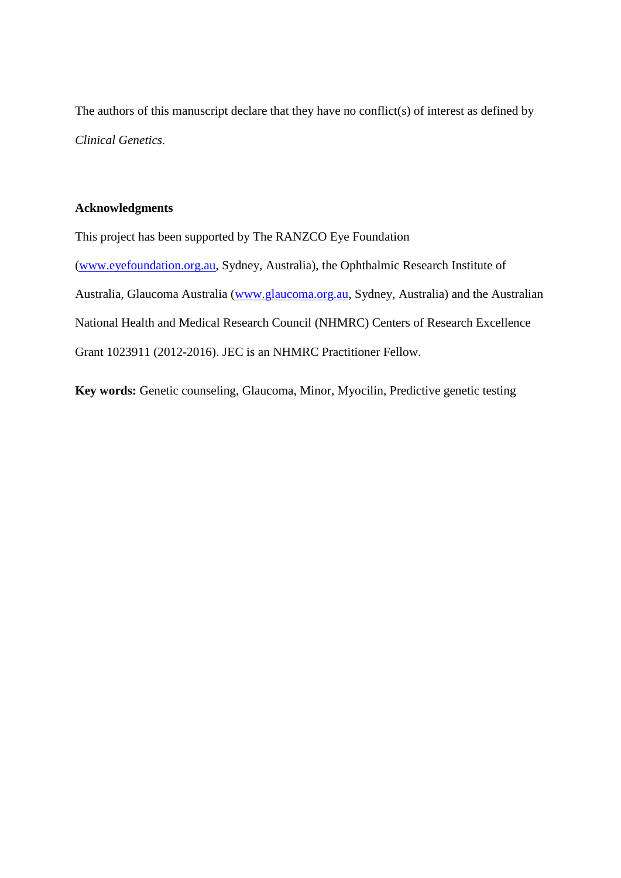The authors of this manuscript declare that they have no conflict(s) of interest as defined by *Clinical Genetics.*

**Acknowledgments**

This project has been supported by The RANZCO Eye Foundation (www.eyefoundation.org.au, Sydney, Australia), the Ophthalmic Research Institute of Australia, Glaucoma Australia (www.glaucoma.org.au, Sydney, Australia) and the Australian National Health and Medical Research Council (NHMRC) Centers of Research Excellence Grant 1023911 (2012-2016). JEC is an NHMRC Practitioner Fellow.

**Key words:** Genetic counseling, Glaucoma, Minor, Myocilin, Predictive genetic testing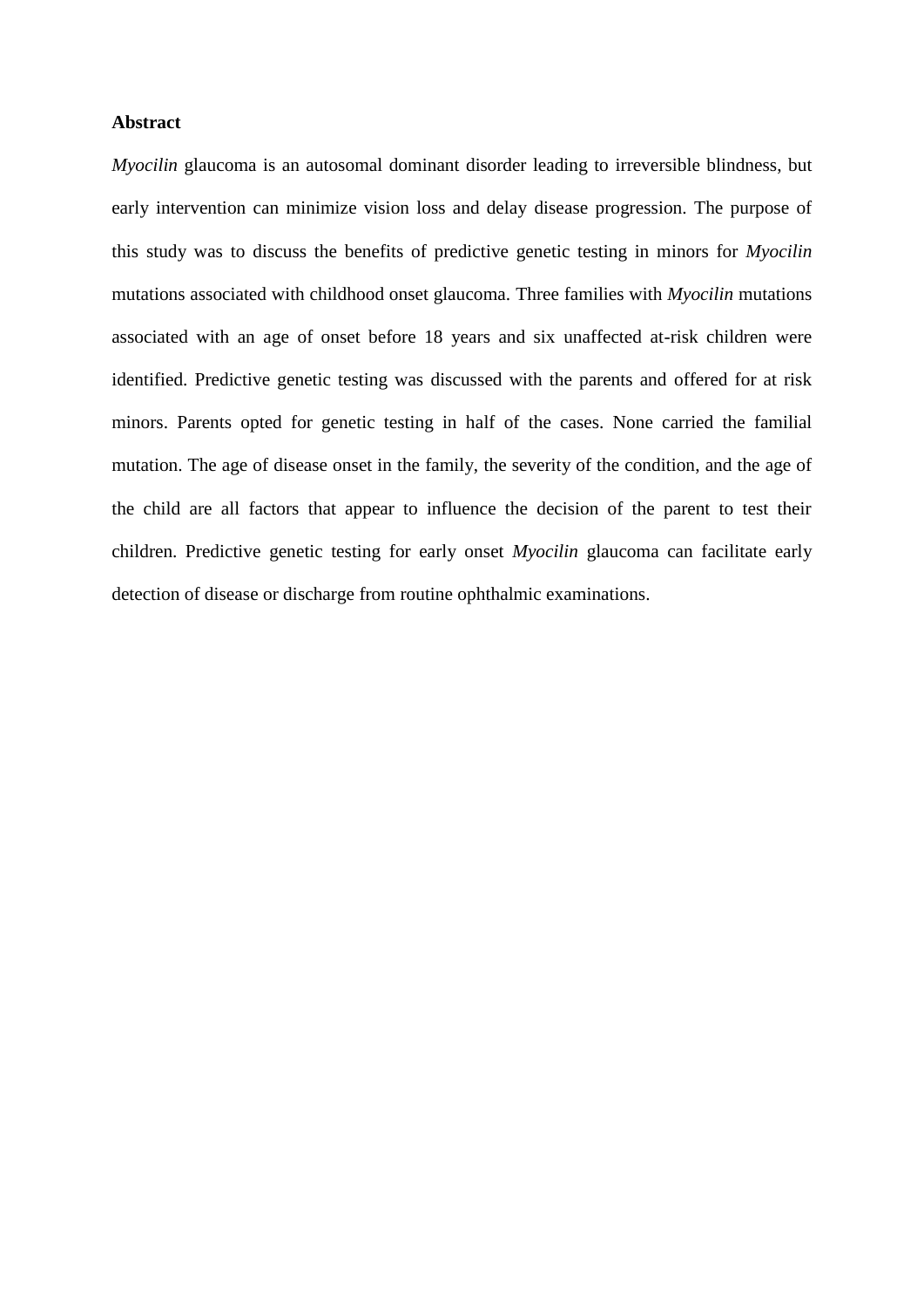## Abstract

*Myocilin* glaucoma is an autosomal dominant disorder leading to irreversible blindness, but early intervention can minimize vision loss and delay disease progression. The purpose of this study was to discuss the benefits of predictive genetic testing in minors for *Myocilin* mutations associated with childhood onset glaucoma. Three families with *Myocilin* mutations associated with an age of onset before 18 years and six unaffected at-risk children were identified. Predictive genetic testing was discussed with the parents and offered for at risk minors. Parents opted for genetic testing in half of the cases. None carried the familial mutation. The age of disease onset in the family, the severity of the condition, and the age of the child are all factors that appear to influence the decision of the parent to test their children. Predictive genetic testing for early onset *Myocilin* glaucoma can facilitate early detection of disease or discharge from routine ophthalmic examinations.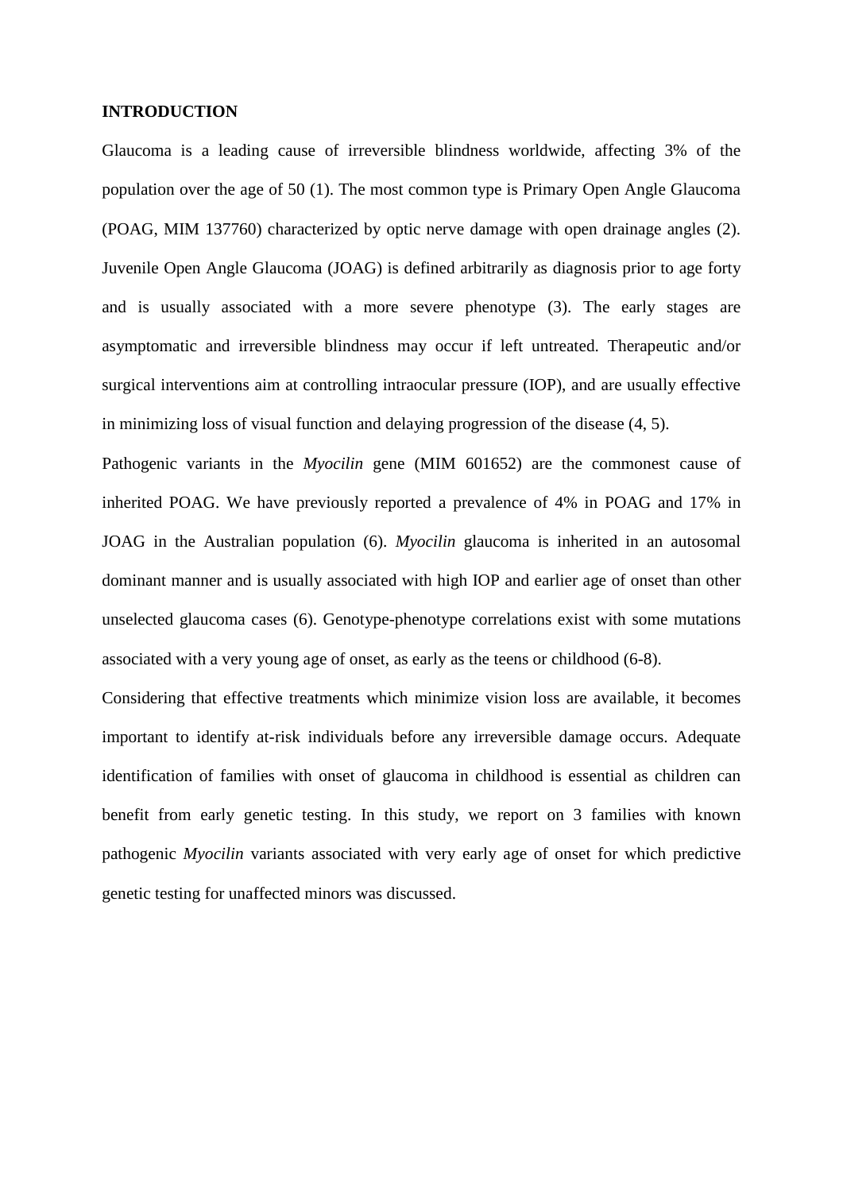## INTRODUCTION

Glaucoma is a leading cause of irreversible blindness worldwide, affecting 3% of the population over the age of 50 (1). The most common type is Primary Open Angle Glaucoma (POAG, MIM 137760) characterized by optic nerve damage with open drainage angles (2). Juvenile Open Angle Glaucoma (JOAG) is defined arbitrarily as diagnosis prior to age forty and is usually associated with a more severe phenotype (3). The early stages are asymptomatic and irreversible blindness may occur if left untreated. Therapeutic and/or surgical interventions aim at controlling intraocular pressure (IOP), and are usually effective in minimizing loss of visual function and delaying progression of the disease (4, 5).

Pathogenic variants in the *Myocilin* gene (MIM 601652) are the commonest cause of inherited POAG. We have previously reported a prevalence of 4% in POAG and 17% in JOAG in the Australian population (6). *Myocilin* glaucoma is inherited in an autosomal dominant manner and is usually associated with high IOP and earlier age of onset than other unselected glaucoma cases (6). Genotype-phenotype correlations exist with some mutations associated with a very young age of onset, as early as the teens or childhood (6-8).

Considering that effective treatments which minimize vision loss are available, it becomes important to identify at-risk individuals before any irreversible damage occurs. Adequate identification of families with onset of glaucoma in childhood is essential as children can benefit from early genetic testing. In this study, we report on 3 families with known pathogenic *Myocilin* variants associated with very early age of onset for which predictive genetic testing for unaffected minors was discussed.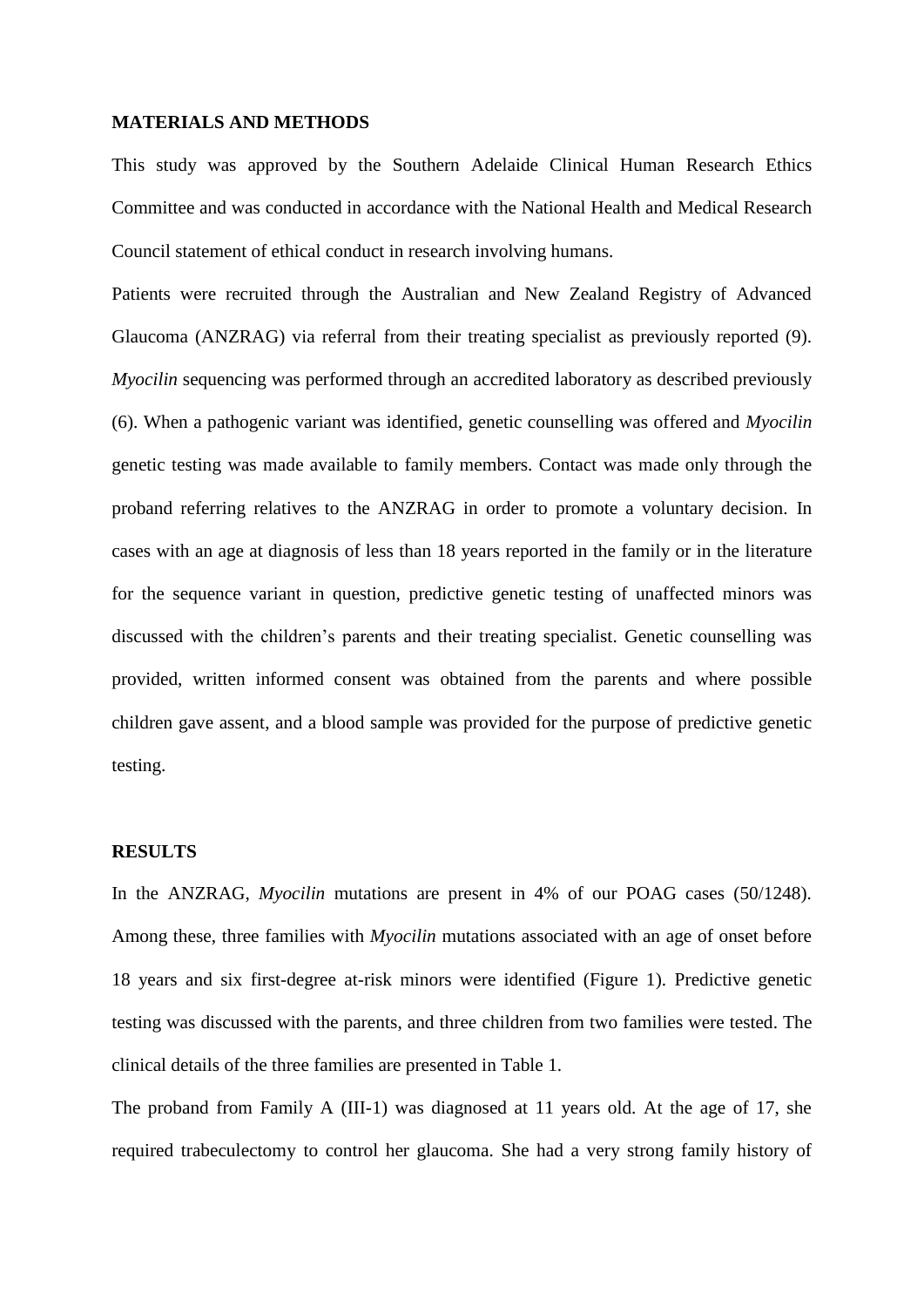## MATERIALS AND METHODS

This study was approved by the Southern Adelaide Clinical Human Research Ethics Committee and was conducted in accordance with the National Health and Medical Research Council statement of ethical conduct in research involving humans.

Patients were recruited through the Australian and New Zealand Registry of Advanced Glaucoma (ANZRAG) via referral from their treating specialist as previously reported (9). *Myocilin* sequencing was performed through an accredited laboratory as described previously (6). When a pathogenic variant was identified, genetic counselling was offered and *Myocilin* genetic testing was made available to family members. Contact was made only through the proband referring relatives to the ANZRAG in order to promote a voluntary decision. In cases with an age at diagnosis of less than 18 years reported in the family or in the literature for the sequence variant in question, predictive genetic testing of unaffected minors was discussed with the children's parents and their treating specialist. Genetic counselling was provided, written informed consent was obtained from the parents and where possible children gave assent, and a blood sample was provided for the purpose of predictive genetic testing.

## RESULTS

In the ANZRAG, *Myocilin* mutations are present in 4% of our POAG cases (50/1248). Among these, three families with *Myocilin* mutations associated with an age of onset before 18 years and six first-degree at-risk minors were identified (Figure 1). Predictive genetic testing was discussed with the parents, and three children from two families were tested. The clinical details of the three families are presented in Table 1.

The proband from Family A (III-1) was diagnosed at 11 years old. At the age of 17, she required trabeculectomy to control her glaucoma. She had a very strong family history of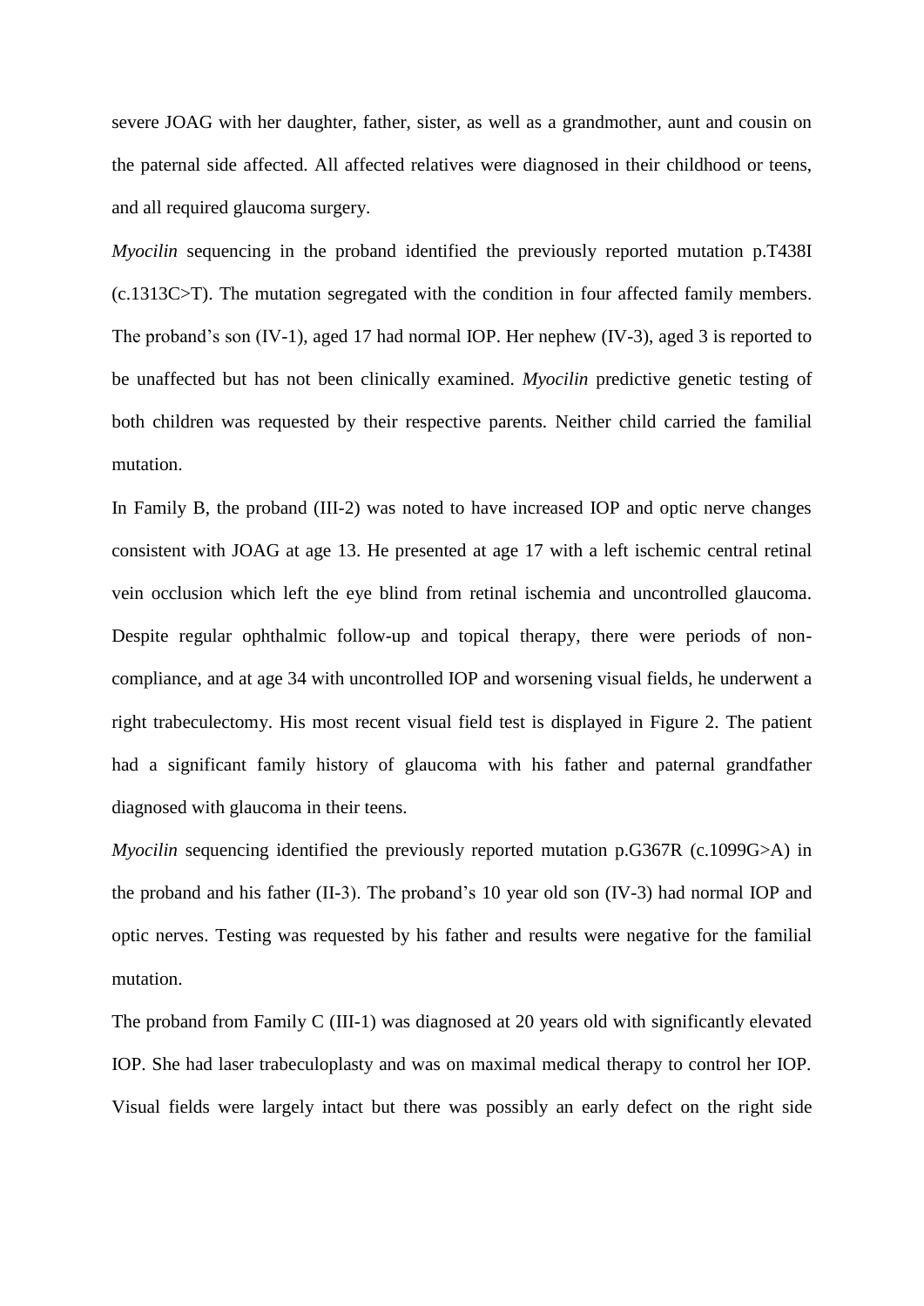severe JOAG with her daughter, father, sister, as well as a grandmother, aunt and cousin on the paternal side affected. All affected relatives were diagnosed in their childhood or teens, and all required glaucoma surgery.

*Myocilin* sequencing in the proband identified the previously reported mutation p.T438I (c.1313C>T). The mutation segregated with the condition in four affected family members. The proband's son (IV-1), aged 17 had normal IOP. Her nephew (IV-3), aged 3 is reported to be unaffected but has not been clinically examined. *Myocilin* predictive genetic testing of both children was requested by their respective parents. Neither child carried the familial mutation.

In Family B, the proband (III-2) was noted to have increased IOP and optic nerve changes consistent with JOAG at age 13. He presented at age 17 with a left ischemic central retinal vein occlusion which left the eye blind from retinal ischemia and uncontrolled glaucoma. Despite regular ophthalmic follow-up and topical therapy, there were periods of non-compliance, and at age 34 with uncontrolled IOP and worsening visual fields, he underwent a right trabeculectomy. His most recent visual field test is displayed in Figure 2. The patient had a significant family history of glaucoma with his father and paternal grandfather diagnosed with glaucoma in their teens.

*Myocilin* sequencing identified the previously reported mutation p.G367R (c.1099G>A) in the proband and his father (II-3). The proband's 10 year old son (IV-3) had normal IOP and optic nerves. Testing was requested by his father and results were negative for the familial mutation.

The proband from Family C (III-1) was diagnosed at 20 years old with significantly elevated IOP. She had laser trabeculoplasty and was on maximal medical therapy to control her IOP. Visual fields were largely intact but there was possibly an early defect on the right side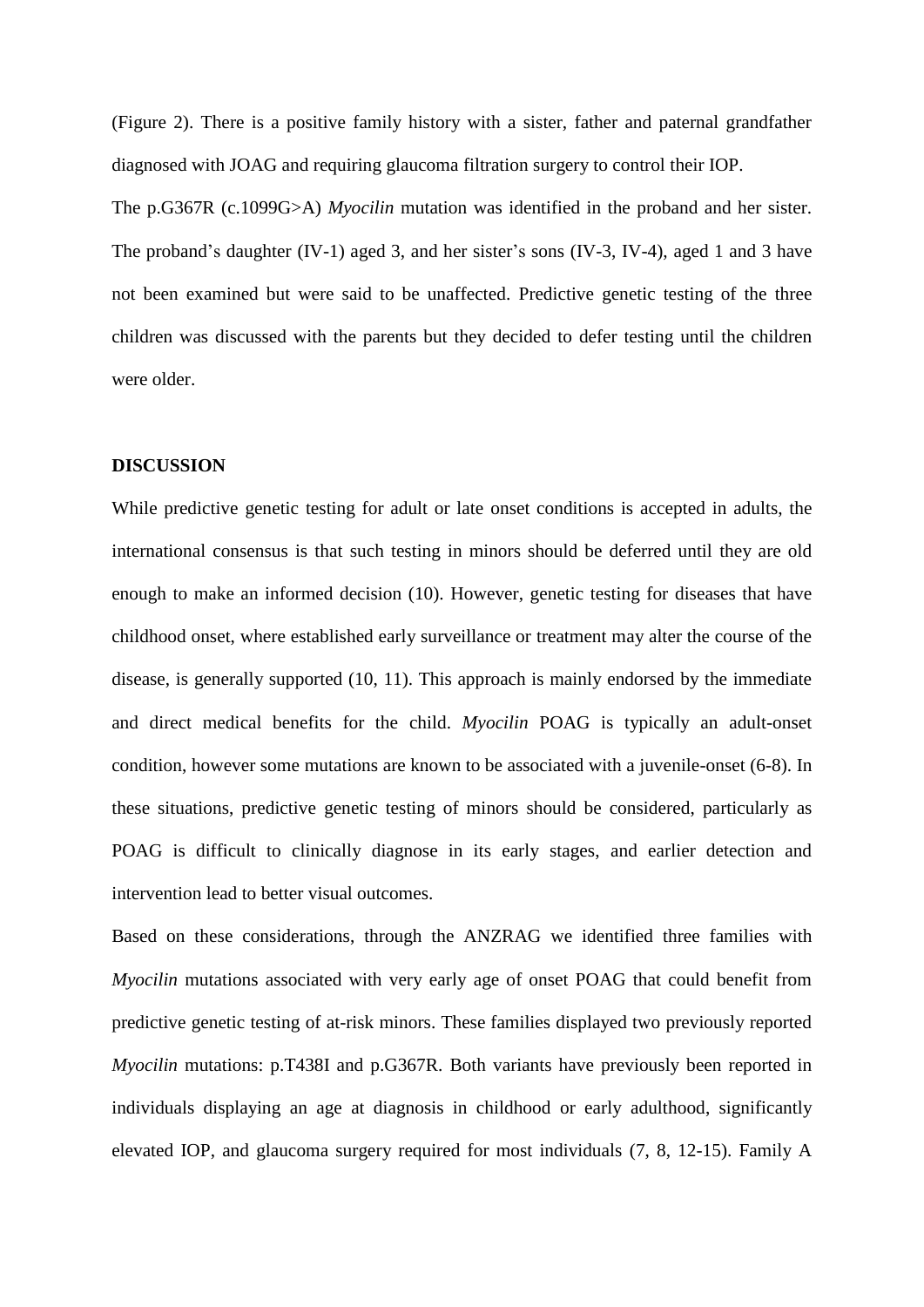(Figure 2). There is a positive family history with a sister, father and paternal grandfather diagnosed with JOAG and requiring glaucoma filtration surgery to control their IOP.

The p.G367R (c.1099G>A) *Myocilin* mutation was identified in the proband and her sister. The proband's daughter (IV-1) aged 3, and her sister's sons (IV-3, IV-4), aged 1 and 3 have not been examined but were said to be unaffected. Predictive genetic testing of the three children was discussed with the parents but they decided to defer testing until the children were older.

**DISCUSSION**

While predictive genetic testing for adult or late onset conditions is accepted in adults, the international consensus is that such testing in minors should be deferred until they are old enough to make an informed decision (10). However, genetic testing for diseases that have childhood onset, where established early surveillance or treatment may alter the course of the disease, is generally supported (10, 11). This approach is mainly endorsed by the immediate and direct medical benefits for the child. *Myocilin* POAG is typically an adult-onset condition, however some mutations are known to be associated with a juvenile-onset (6-8). In these situations, predictive genetic testing of minors should be considered, particularly as POAG is difficult to clinically diagnose in its early stages, and earlier detection and intervention lead to better visual outcomes.

Based on these considerations, through the ANZRAG we identified three families with *Myocilin* mutations associated with very early age of onset POAG that could benefit from predictive genetic testing of at-risk minors. These families displayed two previously reported *Myocilin* mutations: p.T438I and p.G367R. Both variants have previously been reported in individuals displaying an age at diagnosis in childhood or early adulthood, significantly elevated IOP, and glaucoma surgery required for most individuals (7, 8, 12-15). Family A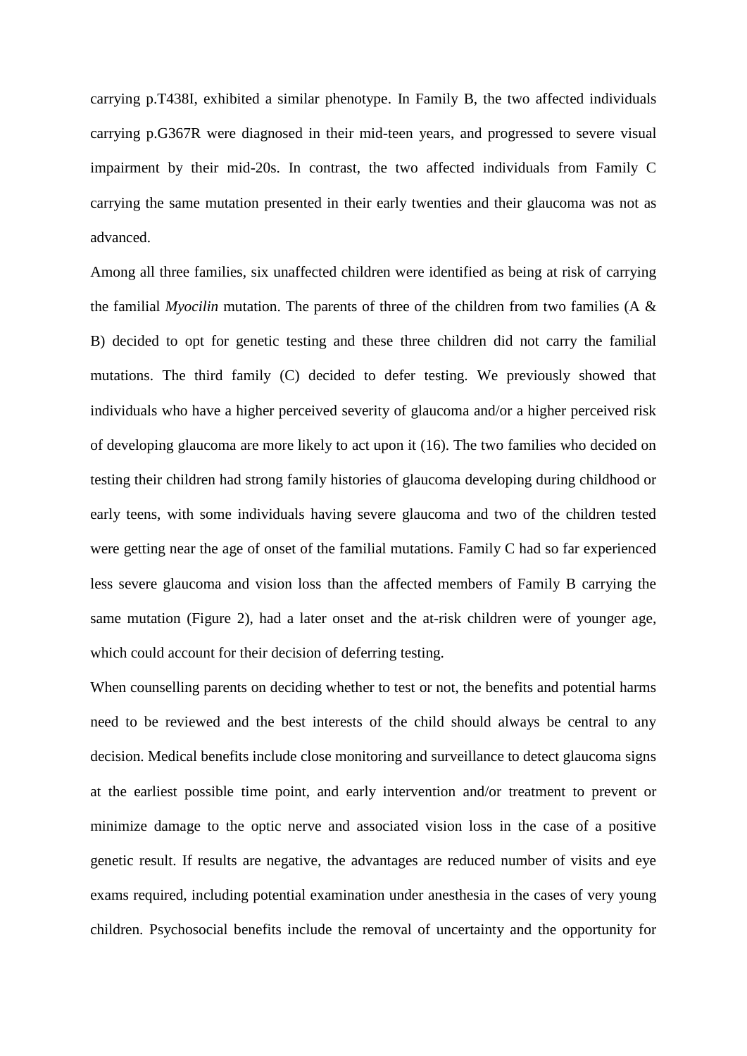carrying p.T438I, exhibited a similar phenotype. In Family B, the two affected individuals carrying p.G367R were diagnosed in their mid-teen years, and progressed to severe visual impairment by their mid-20s. In contrast, the two affected individuals from Family C carrying the same mutation presented in their early twenties and their glaucoma was not as advanced.

Among all three families, six unaffected children were identified as being at risk of carrying the familial *Myocilin* mutation. The parents of three of the children from two families (A & B) decided to opt for genetic testing and these three children did not carry the familial mutations. The third family (C) decided to defer testing. We previously showed that individuals who have a higher perceived severity of glaucoma and/or a higher perceived risk of developing glaucoma are more likely to act upon it (16). The two families who decided on testing their children had strong family histories of glaucoma developing during childhood or early teens, with some individuals having severe glaucoma and two of the children tested were getting near the age of onset of the familial mutations. Family C had so far experienced less severe glaucoma and vision loss than the affected members of Family B carrying the same mutation (Figure 2), had a later onset and the at-risk children were of younger age, which could account for their decision of deferring testing.

When counselling parents on deciding whether to test or not, the benefits and potential harms need to be reviewed and the best interests of the child should always be central to any decision. Medical benefits include close monitoring and surveillance to detect glaucoma signs at the earliest possible time point, and early intervention and/or treatment to prevent or minimize damage to the optic nerve and associated vision loss in the case of a positive genetic result. If results are negative, the advantages are reduced number of visits and eye exams required, including potential examination under anesthesia in the cases of very young children. Psychosocial benefits include the removal of uncertainty and the opportunity for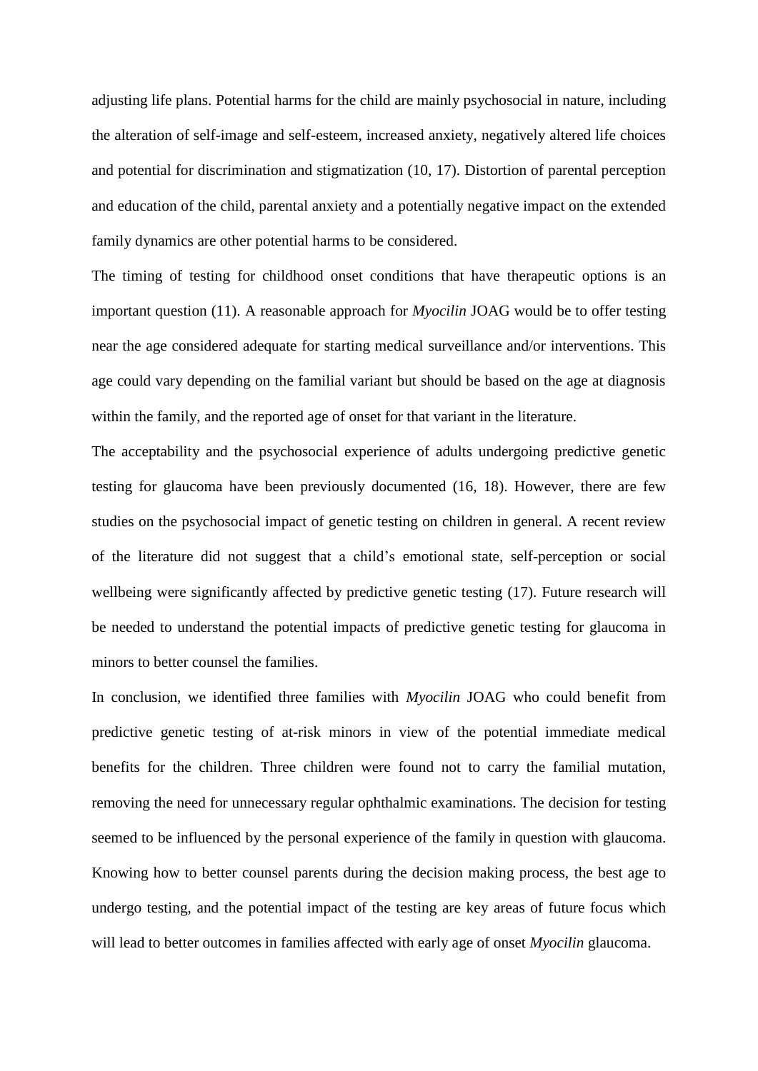adjusting life plans. Potential harms for the child are mainly psychosocial in nature, including the alteration of self-image and self-esteem, increased anxiety, negatively altered life choices and potential for discrimination and stigmatization (10, 17). Distortion of parental perception and education of the child, parental anxiety and a potentially negative impact on the extended family dynamics are other potential harms to be considered.

The timing of testing for childhood onset conditions that have therapeutic options is an important question (11). A reasonable approach for *Myocilin* JOAG would be to offer testing near the age considered adequate for starting medical surveillance and/or interventions. This age could vary depending on the familial variant but should be based on the age at diagnosis within the family, and the reported age of onset for that variant in the literature.

The acceptability and the psychosocial experience of adults undergoing predictive genetic testing for glaucoma have been previously documented (16, 18). However, there are few studies on the psychosocial impact of genetic testing on children in general. A recent review of the literature did not suggest that a child's emotional state, self-perception or social wellbeing were significantly affected by predictive genetic testing (17). Future research will be needed to understand the potential impacts of predictive genetic testing for glaucoma in minors to better counsel the families.

In conclusion, we identified three families with *Myocilin* JOAG who could benefit from predictive genetic testing of at-risk minors in view of the potential immediate medical benefits for the children. Three children were found not to carry the familial mutation, removing the need for unnecessary regular ophthalmic examinations. The decision for testing seemed to be influenced by the personal experience of the family in question with glaucoma. Knowing how to better counsel parents during the decision making process, the best age to undergo testing, and the potential impact of the testing are key areas of future focus which will lead to better outcomes in families affected with early age of onset *Myocilin* glaucoma.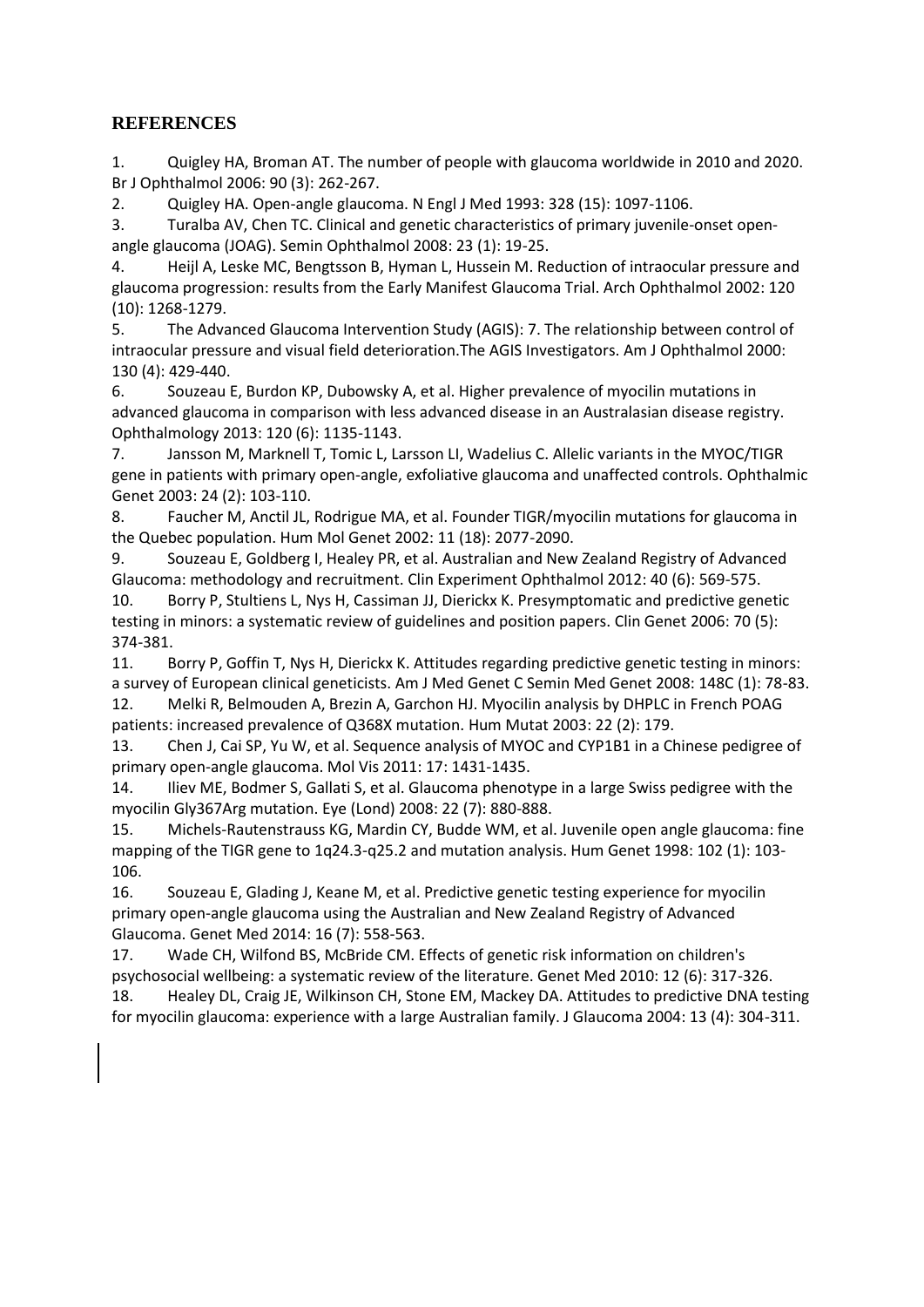## REFERENCES

1. Quigley HA, Broman AT. The number of people with glaucoma worldwide in 2010 and 2020. Br J Ophthalmol 2006: 90 (3): 262-267.
2. Quigley HA. Open-angle glaucoma. N Engl J Med 1993: 328 (15): 1097-1106.
3. Turalba AV, Chen TC. Clinical and genetic characteristics of primary juvenile-onset open-angle glaucoma (JOAG). Semin Ophthalmol 2008: 23 (1): 19-25.
4. Heijl A, Leske MC, Bengtsson B, Hyman L, Hussein M. Reduction of intraocular pressure and glaucoma progression: results from the Early Manifest Glaucoma Trial. Arch Ophthalmol 2002: 120 (10): 1268-1279.
5. The Advanced Glaucoma Intervention Study (AGIS): 7. The relationship between control of intraocular pressure and visual field deterioration.The AGIS Investigators. Am J Ophthalmol 2000: 130 (4): 429-440.
6. Souzeau E, Burdon KP, Dubowsky A, et al. Higher prevalence of myocilin mutations in advanced glaucoma in comparison with less advanced disease in an Australasian disease registry. Ophthalmology 2013: 120 (6): 1135-1143.
7. Jansson M, Marknell T, Tomic L, Larsson LI, Wadelius C. Allelic variants in the MYOC/TIGR gene in patients with primary open-angle, exfoliative glaucoma and unaffected controls. Ophthalmic Genet 2003: 24 (2): 103-110.
8. Faucher M, Anctil JL, Rodrigue MA, et al. Founder TIGR/myocilin mutations for glaucoma in the Quebec population. Hum Mol Genet 2002: 11 (18): 2077-2090.
9. Souzeau E, Goldberg I, Healey PR, et al. Australian and New Zealand Registry of Advanced Glaucoma: methodology and recruitment. Clin Experiment Ophthalmol 2012: 40 (6): 569-575.
10. Borry P, Stultiens L, Nys H, Cassiman JJ, Dierickx K. Presymptomatic and predictive genetic testing in minors: a systematic review of guidelines and position papers. Clin Genet 2006: 70 (5): 374-381.
11. Borry P, Goffin T, Nys H, Dierickx K. Attitudes regarding predictive genetic testing in minors: a survey of European clinical geneticists. Am J Med Genet C Semin Med Genet 2008: 148C (1): 78-83.
12. Melki R, Belmouden A, Brezin A, Garchon HJ. Myocilin analysis by DHPLC in French POAG patients: increased prevalence of Q368X mutation. Hum Mutat 2003: 22 (2): 179.
13. Chen J, Cai SP, Yu W, et al. Sequence analysis of MYOC and CYP1B1 in a Chinese pedigree of primary open-angle glaucoma. Mol Vis 2011: 17: 1431-1435.
14. Iliev ME, Bodmer S, Gallati S, et al. Glaucoma phenotype in a large Swiss pedigree with the myocilin Gly367Arg mutation. Eye (Lond) 2008: 22 (7): 880-888.
15. Michels-Rautenstrauss KG, Mardin CY, Budde WM, et al. Juvenile open angle glaucoma: fine mapping of the TIGR gene to 1q24.3-q25.2 and mutation analysis. Hum Genet 1998: 102 (1): 103-106.
16. Souzeau E, Glading J, Keane M, et al. Predictive genetic testing experience for myocilin primary open-angle glaucoma using the Australian and New Zealand Registry of Advanced Glaucoma. Genet Med 2014: 16 (7): 558-563.
17. Wade CH, Wilfond BS, McBride CM. Effects of genetic risk information on children's psychosocial wellbeing: a systematic review of the literature. Genet Med 2010: 12 (6): 317-326.
18. Healey DL, Craig JE, Wilkinson CH, Stone EM, Mackey DA. Attitudes to predictive DNA testing for myocilin glaucoma: experience with a large Australian family. J Glaucoma 2004: 13 (4): 304-311.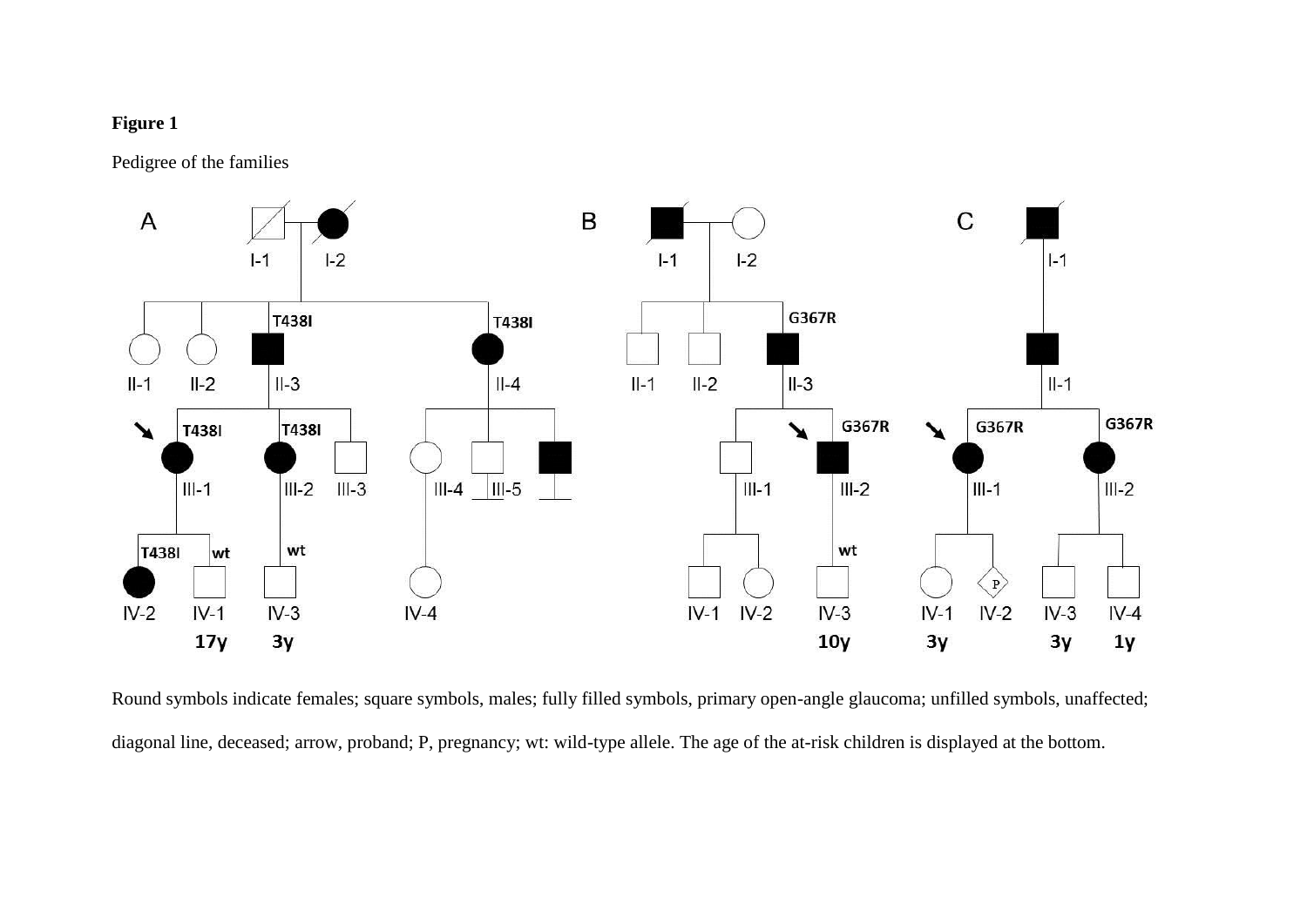**Figure 1**

Pedigree of the families

Round symbols indicate females; square symbols, males; fully filled symbols, primary open-angle glaucoma; unfilled symbols, unaffected; diagonal line, deceased; arrow, proband; P, pregnancy; wt: wild-type allele. The age of the at-risk children is displayed at the bottom.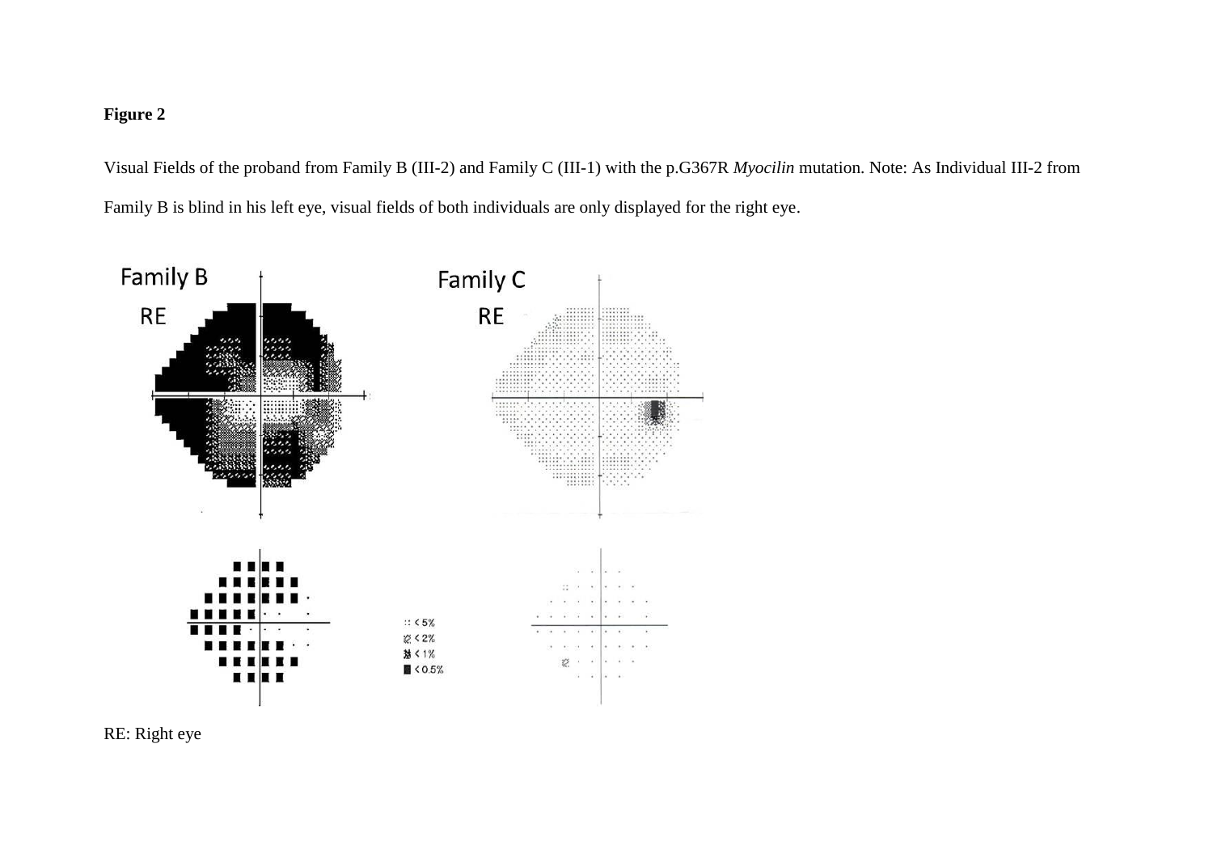**Figure 2**

Visual Fields of the proband from Family B (III-2) and Family C (III-1) with the p.G367R *Myocilin* mutation. Note: As Individual III-2 from Family B is blind in his left eye, visual fields of both individuals are only displayed for the right eye.

RE: Right eye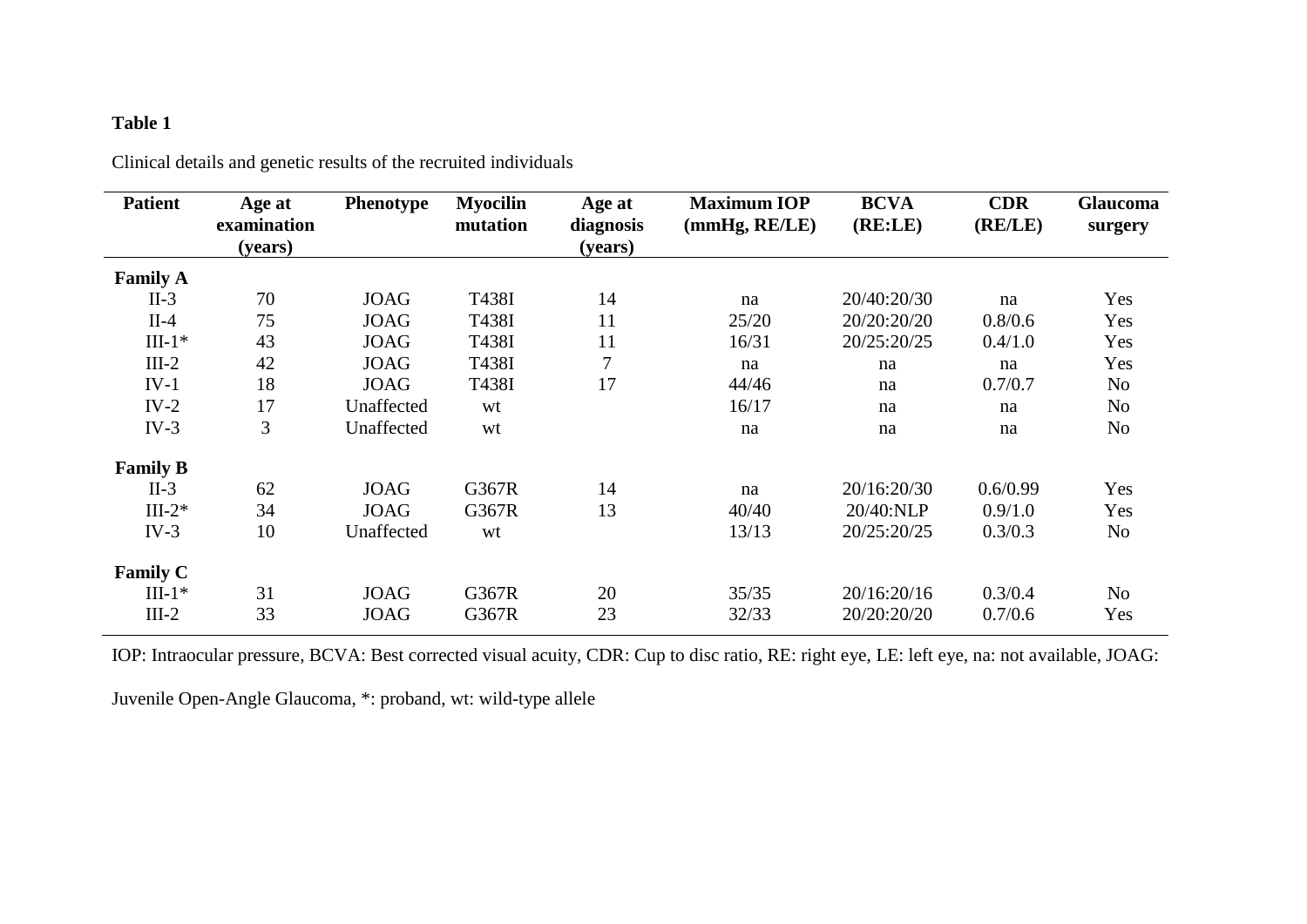**Table 1**

Clinical details and genetic results of the recruited individuals

| Patient | Age at examination (years) | Phenotype | Myocilin mutation | Age at diagnosis (years) | Maximum IOP (mmHg, RE/LE) | BCVA (RE:LE) | CDR (RE/LE) | Glaucoma surgery |
|---|---|---|---|---|---|---|---|---|
| **Family A** | | | | | | | | |
| II-3 | 70 | JOAG | T438I | 14 | na | 20/40:20/30 | na | Yes |
| II-4 | 75 | JOAG | T438I | 11 | 25/20 | 20/20:20/20 | 0.8/0.6 | Yes |
| III-1* | 43 | JOAG | T438I | 11 | 16/31 | 20/25:20/25 | 0.4/1.0 | Yes |
| III-2 | 42 | JOAG | T438I | 7 | na | na | na | Yes |
| IV-1 | 18 | JOAG | T438I | 17 | 44/46 | na | 0.7/0.7 | No |
| IV-2 | 17 | Unaffected | wt | | 16/17 | na | na | No |
| IV-3 | 3 | Unaffected | wt | | na | na | na | No |
| **Family B** | | | | | | | | |
| II-3 | 62 | JOAG | G367R | 14 | na | 20/16:20/30 | 0.6/0.99 | Yes |
| III-2* | 34 | JOAG | G367R | 13 | 40/40 | 20/40:NLP | 0.9/1.0 | Yes |
| IV-3 | 10 | Unaffected | wt | | 13/13 | 20/25:20/25 | 0.3/0.3 | No |
| **Family C** | | | | | | | | |
| III-1* | 31 | JOAG | G367R | 20 | 35/35 | 20/16:20/16 | 0.3/0.4 | No |
| III-2 | 33 | JOAG | G367R | 23 | 32/33 | 20/20:20/20 | 0.7/0.6 | Yes |

IOP: Intraocular pressure, BCVA: Best corrected visual acuity, CDR: Cup to disc ratio, RE: right eye, LE: left eye, na: not available, JOAG: Juvenile Open-Angle Glaucoma, *: proband, wt: wild-type allele